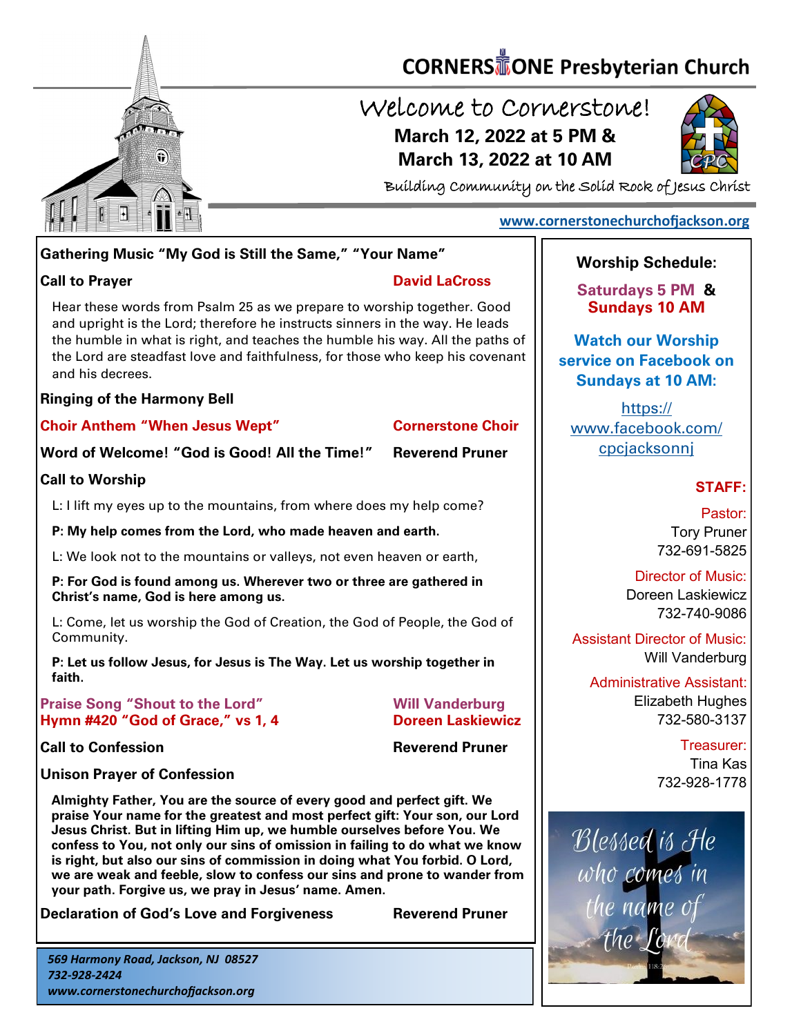# CORNERSTONE Presbyterian Church

## Welcome to Cornerstone!

**March 12, 2022 at 5 PM &**
**March 13, 2022 at 10 AM**

Building Community on the Solid Rock of Jesus Christ

www.cornerstonechurchofjackson.org

**Gathering Music "My God is Still the Same," "Your Name"**

**Call to Prayer** — **David LaCross**

Hear these words from Psalm 25 as we prepare to worship together. Good and upright is the Lord; therefore he instructs sinners in the way. He leads the humble in what is right, and teaches the humble his way. All the paths of the Lord are steadfast love and faithfulness, for those who keep his covenant and his decrees.

**Ringing of the Harmony Bell**

**Choir Anthem "When Jesus Wept"** — **Cornerstone Choir**

**Word of Welcome! "God is Good! All the Time!"** — **Reverend Pruner**

**Call to Worship**

L: I lift my eyes up to the mountains, from where does my help come?

**P: My help comes from the Lord, who made heaven and earth.**

L: We look not to the mountains or valleys, not even heaven or earth,

**P: For God is found among us. Wherever two or three are gathered in Christ's name, God is here among us.**

L: Come, let us worship the God of Creation, the God of People, the God of Community.

**P: Let us follow Jesus, for Jesus is The Way. Let us worship together in faith.**

**Praise Song "Shout to the Lord"** — **Will Vanderburg**
**Hymn #420 "God of Grace," vs 1, 4** — **Doreen Laskiewicz**

**Call to Confession** — **Reverend Pruner**

**Unison Prayer of Confession**

**Almighty Father, You are the source of every good and perfect gift. We praise Your name for the greatest and most perfect gift: Your son, our Lord Jesus Christ. But in lifting Him up, we humble ourselves before You. We confess to You, not only our sins of omission in failing to do what we know is right, but also our sins of commission in doing what You forbid. O Lord, we are weak and feeble, slow to confess our sins and prone to wander from your path. Forgive us, we pray in Jesus' name. Amen.**

**Declaration of God's Love and Forgiveness** — **Reverend Pruner**

*569 Harmony Road, Jackson, NJ 08527*
*732-928-2424*
*www.cornerstonechurchofjackson.org*

**Worship Schedule:**

**Saturdays 5 PM & Sundays 10 AM**

**Watch our Worship service on Facebook on Sundays at 10 AM:**

https://www.facebook.com/cpcjacksonnj

**STAFF:**

Pastor:
Tory Pruner
732-691-5825

Director of Music:
Doreen Laskiewicz
732-740-9086

Assistant Director of Music:
Will Vanderburg

Administrative Assistant:
Elizabeth Hughes
732-580-3137

Treasurer:
Tina Kas
732-928-1778

Blessed is He who comes in the name of the Lord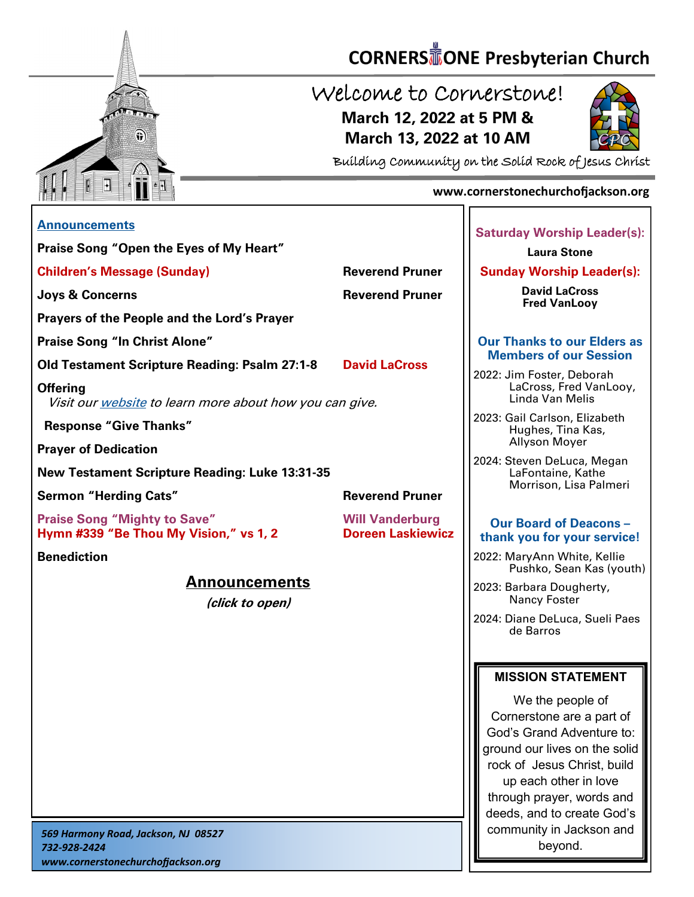# CORNERSTONE Presbyterian Church

## Welcome to Cornerstone!

**March 12, 2022 at 5 PM &**
**March 13, 2022 at 10 AM**

Building Community on the Solid Rock of Jesus Christ

www.cornerstonechurchofjackson.org

**Announcements**

**Praise Song "Open the Eyes of My Heart"**

**Children's Message (Sunday)** — **Reverend Pruner**

**Joys & Concerns** — **Reverend Pruner**

**Prayers of the People and the Lord's Prayer**

**Praise Song "In Christ Alone"**

**Old Testament Scripture Reading: Psalm 27:1-8** — **David LaCross**

**Offering**
*Visit our website to learn more about how you can give.*

**Response "Give Thanks"**

**Prayer of Dedication**

**New Testament Scripture Reading: Luke 13:31-35**

**Sermon "Herding Cats"** — **Reverend Pruner**

**Praise Song "Mighty to Save"** — **Will Vanderburg**
**Hymn #339 "Be Thou My Vision," vs 1, 2** — **Doreen Laskiewicz**

**Benediction**

## Announcements

***(click to open)***

**Saturday Worship Leader(s):**

**Laura Stone**

**Sunday Worship Leader(s):**

**David LaCross**
**Fred VanLooy**

**Our Thanks to our Elders as Members of our Session**

2022: Jim Foster, Deborah LaCross, Fred VanLooy, Linda Van Melis

2023: Gail Carlson, Elizabeth Hughes, Tina Kas, Allyson Moyer

2024: Steven DeLuca, Megan LaFontaine, Kathe Morrison, Lisa Palmeri

**Our Board of Deacons – thank you for your service!**

2022: MaryAnn White, Kellie Pushko, Sean Kas (youth)

2023: Barbara Dougherty, Nancy Foster

2024: Diane DeLuca, Sueli Paes de Barros

**MISSION STATEMENT**

We the people of Cornerstone are a part of God's Grand Adventure to: ground our lives on the solid rock of Jesus Christ, build up each other in love through prayer, words and deeds, and to create God's community in Jackson and beyond.

*569 Harmony Road, Jackson, NJ 08527*
*732-928-2424*
*www.cornerstonechurchofjackson.org*